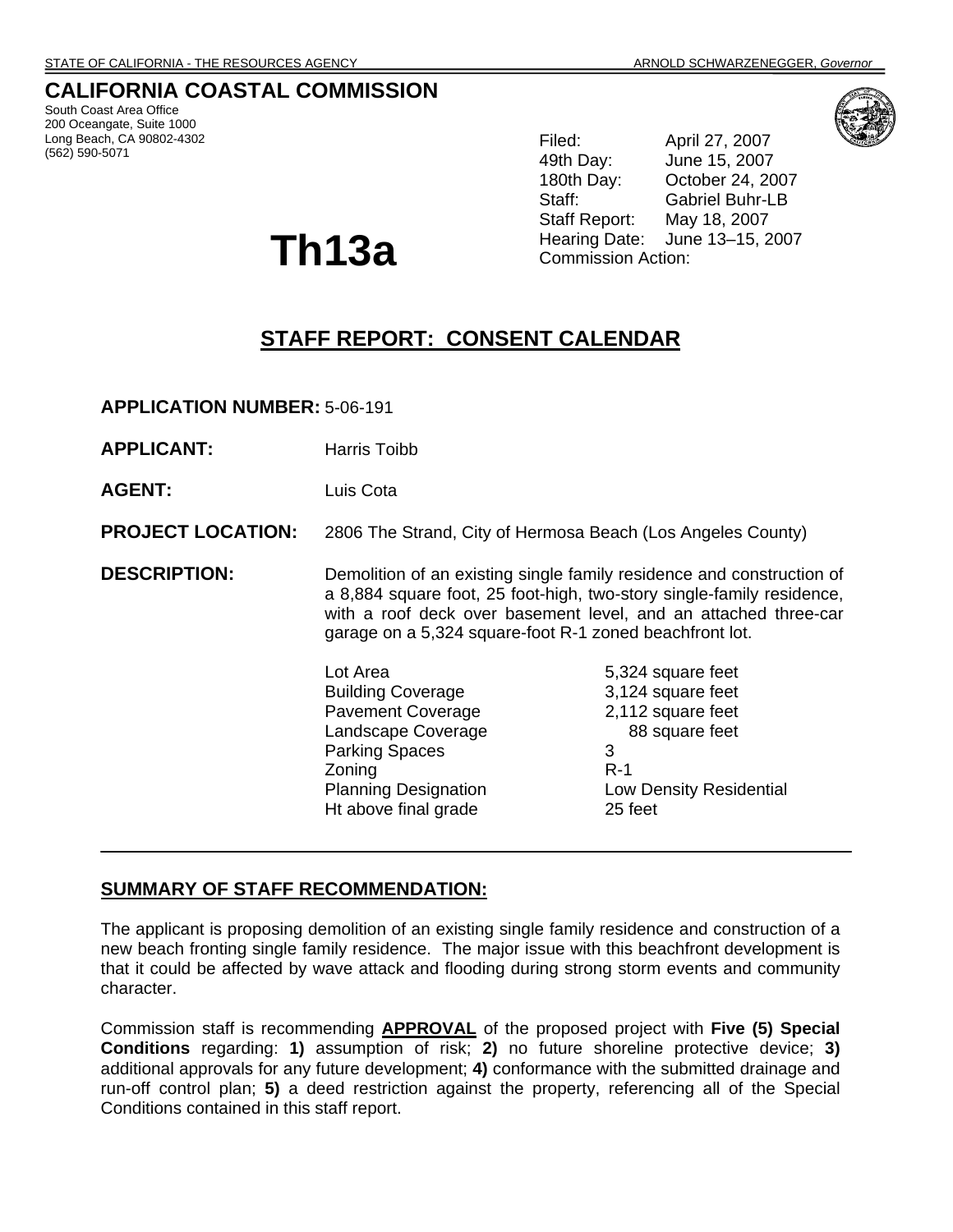STATE OF CALIFORNIA - THE RESOURCES AGENCY ARNOLD SCHWARZENEGGER, *Governor*

# CALIFORNIA COASTAL COMMISSION

South Coast Area Office
200 Oceangate, Suite 1000
Long Beach, CA 90802-4302
(562) 590-5071

| | |
|---|---|
| Filed: | April 27, 2007 |
| 49th Day: | June 15, 2007 |
| 180th Day: | October 24, 2007 |
| Staff: | Gabriel Buhr-LB |
| Staff Report: | May 18, 2007 |
| Hearing Date: | June 13–15, 2007 |
| Commission Action: | |

# Th13a

## STAFF REPORT: CONSENT CALENDAR

**APPLICATION NUMBER:** 5-06-191

**APPLICANT:** Harris Toibb

**AGENT:** Luis Cota

**PROJECT LOCATION:** 2806 The Strand, City of Hermosa Beach (Los Angeles County)

**DESCRIPTION:** Demolition of an existing single family residence and construction of a 8,884 square foot, 25 foot-high, two-story single-family residence, with a roof deck over basement level, and an attached three-car garage on a 5,324 square-foot R-1 zoned beachfront lot.

| | |
|---|---|
| Lot Area | 5,324 square feet |
| Building Coverage | 3,124 square feet |
| Pavement Coverage | 2,112 square feet |
| Landscape Coverage | 88 square feet |
| Parking Spaces | 3 |
| Zoning | R-1 |
| Planning Designation | Low Density Residential |
| Ht above final grade | 25 feet |

---

## SUMMARY OF STAFF RECOMMENDATION:

The applicant is proposing demolition of an existing single family residence and construction of a new beach fronting single family residence. The major issue with this beachfront development is that it could be affected by wave attack and flooding during strong storm events and community character.

Commission staff is recommending **APPROVAL** of the proposed project with **Five (5) Special Conditions** regarding: **1)** assumption of risk; **2)** no future shoreline protective device; **3)** additional approvals for any future development; **4)** conformance with the submitted drainage and run-off control plan; **5)** a deed restriction against the property, referencing all of the Special Conditions contained in this staff report.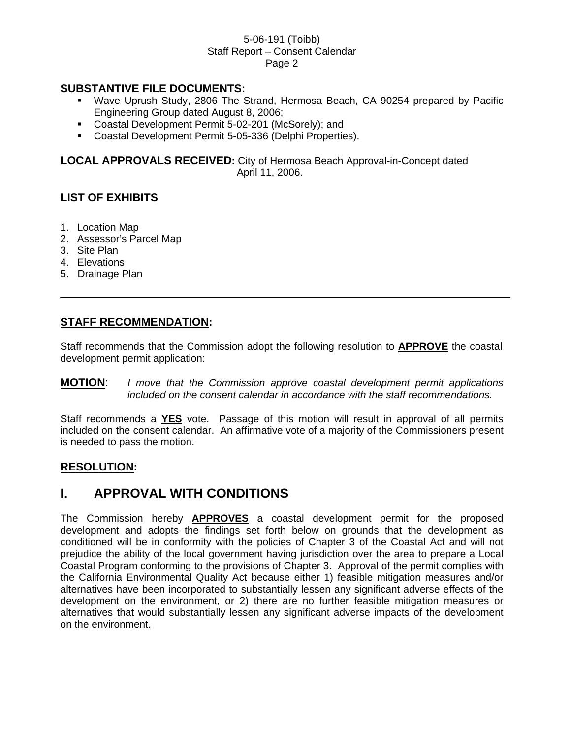**SUBSTANTIVE FILE DOCUMENTS:**

- Wave Uprush Study, 2806 The Strand, Hermosa Beach, CA 90254 prepared by Pacific Engineering Group dated August 8, 2006;
- Coastal Development Permit 5-02-201 (McSorely); and
- Coastal Development Permit 5-05-336 (Delphi Properties).

**LOCAL APPROVALS RECEIVED:** City of Hermosa Beach Approval-in-Concept dated April 11, 2006.

**LIST OF EXHIBITS**

1. Location Map
2. Assessor's Parcel Map
3. Site Plan
4. Elevations
5. Drainage Plan

---

**STAFF RECOMMENDATION:**

Staff recommends that the Commission adopt the following resolution to **APPROVE** the coastal development permit application:

**MOTION**: *I move that the Commission approve coastal development permit applications included on the consent calendar in accordance with the staff recommendations.*

Staff recommends a **YES** vote. Passage of this motion will result in approval of all permits included on the consent calendar. An affirmative vote of a majority of the Commissioners present is needed to pass the motion.

**RESOLUTION:**

# I. APPROVAL WITH CONDITIONS

The Commission hereby **APPROVES** a coastal development permit for the proposed development and adopts the findings set forth below on grounds that the development as conditioned will be in conformity with the policies of Chapter 3 of the Coastal Act and will not prejudice the ability of the local government having jurisdiction over the area to prepare a Local Coastal Program conforming to the provisions of Chapter 3. Approval of the permit complies with the California Environmental Quality Act because either 1) feasible mitigation measures and/or alternatives have been incorporated to substantially lessen any significant adverse effects of the development on the environment, or 2) there are no further feasible mitigation measures or alternatives that would substantially lessen any significant adverse impacts of the development on the environment.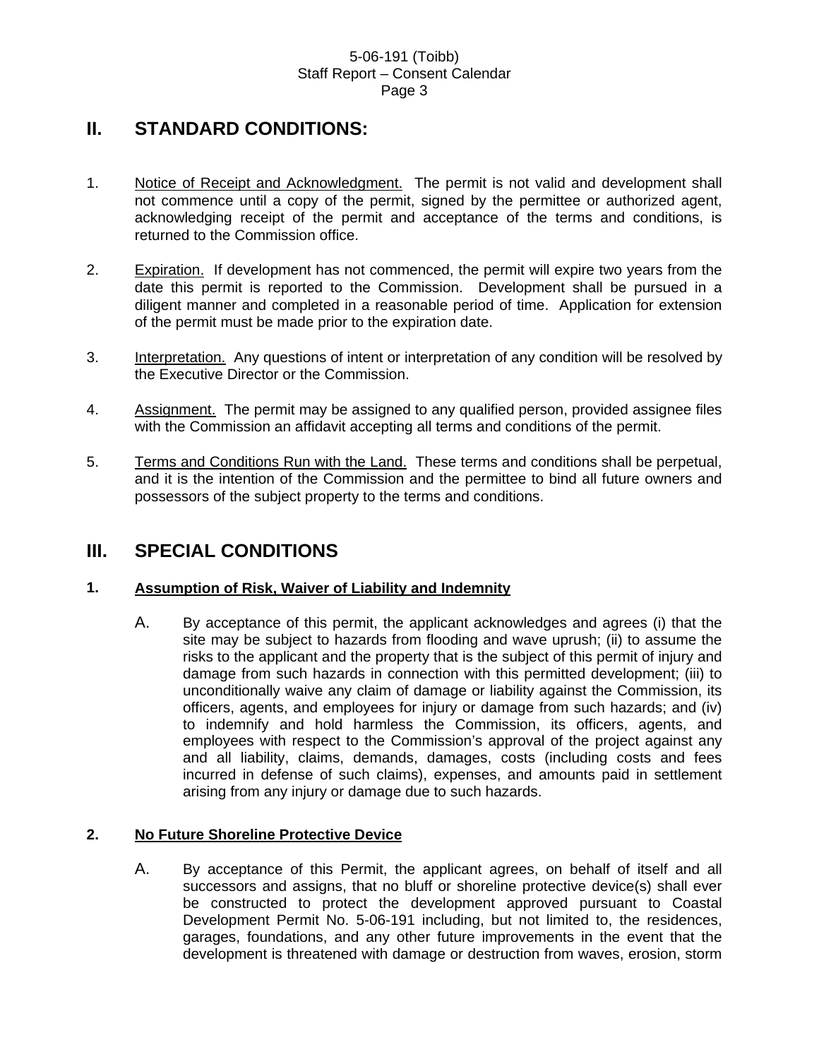## II. STANDARD CONDITIONS:

1. Notice of Receipt and Acknowledgment. The permit is not valid and development shall not commence until a copy of the permit, signed by the permittee or authorized agent, acknowledging receipt of the permit and acceptance of the terms and conditions, is returned to the Commission office.

2. Expiration. If development has not commenced, the permit will expire two years from the date this permit is reported to the Commission. Development shall be pursued in a diligent manner and completed in a reasonable period of time. Application for extension of the permit must be made prior to the expiration date.

3. Interpretation. Any questions of intent or interpretation of any condition will be resolved by the Executive Director or the Commission.

4. Assignment. The permit may be assigned to any qualified person, provided assignee files with the Commission an affidavit accepting all terms and conditions of the permit.

5. Terms and Conditions Run with the Land. These terms and conditions shall be perpetual, and it is the intention of the Commission and the permittee to bind all future owners and possessors of the subject property to the terms and conditions.

## III. SPECIAL CONDITIONS

### 1. Assumption of Risk, Waiver of Liability and Indemnity

A. By acceptance of this permit, the applicant acknowledges and agrees (i) that the site may be subject to hazards from flooding and wave uprush; (ii) to assume the risks to the applicant and the property that is the subject of this permit of injury and damage from such hazards in connection with this permitted development; (iii) to unconditionally waive any claim of damage or liability against the Commission, its officers, agents, and employees for injury or damage from such hazards; and (iv) to indemnify and hold harmless the Commission, its officers, agents, and employees with respect to the Commission's approval of the project against any and all liability, claims, demands, damages, costs (including costs and fees incurred in defense of such claims), expenses, and amounts paid in settlement arising from any injury or damage due to such hazards.

### 2. No Future Shoreline Protective Device

A. By acceptance of this Permit, the applicant agrees, on behalf of itself and all successors and assigns, that no bluff or shoreline protective device(s) shall ever be constructed to protect the development approved pursuant to Coastal Development Permit No. 5-06-191 including, but not limited to, the residences, garages, foundations, and any other future improvements in the event that the development is threatened with damage or destruction from waves, erosion, storm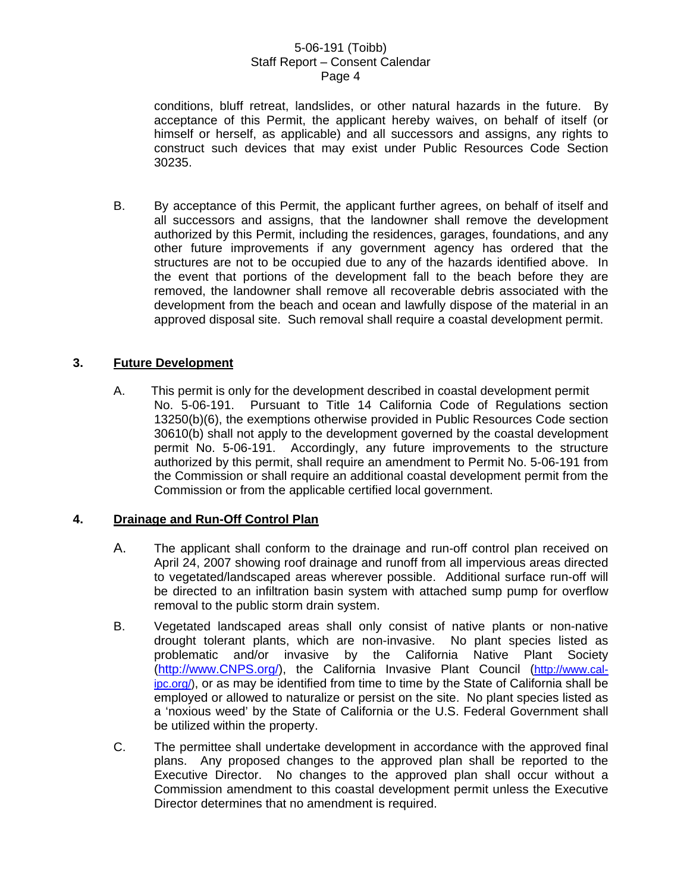conditions, bluff retreat, landslides, or other natural hazards in the future. By acceptance of this Permit, the applicant hereby waives, on behalf of itself (or himself or herself, as applicable) and all successors and assigns, any rights to construct such devices that may exist under Public Resources Code Section 30235.

B. By acceptance of this Permit, the applicant further agrees, on behalf of itself and all successors and assigns, that the landowner shall remove the development authorized by this Permit, including the residences, garages, foundations, and any other future improvements if any government agency has ordered that the structures are not to be occupied due to any of the hazards identified above. In the event that portions of the development fall to the beach before they are removed, the landowner shall remove all recoverable debris associated with the development from the beach and ocean and lawfully dispose of the material in an approved disposal site. Such removal shall require a coastal development permit.

**3. <u>Future Development</u>**

A. This permit is only for the development described in coastal development permit No. 5-06-191. Pursuant to Title 14 California Code of Regulations section 13250(b)(6), the exemptions otherwise provided in Public Resources Code section 30610(b) shall not apply to the development governed by the coastal development permit No. 5-06-191. Accordingly, any future improvements to the structure authorized by this permit, shall require an amendment to Permit No. 5-06-191 from the Commission or shall require an additional coastal development permit from the Commission or from the applicable certified local government.

**4. <u>Drainage and Run-Off Control Plan</u>**

A. The applicant shall conform to the drainage and run-off control plan received on April 24, 2007 showing roof drainage and runoff from all impervious areas directed to vegetated/landscaped areas wherever possible. Additional surface run-off will be directed to an infiltration basin system with attached sump pump for overflow removal to the public storm drain system.

B. Vegetated landscaped areas shall only consist of native plants or non-native drought tolerant plants, which are non-invasive. No plant species listed as problematic and/or invasive by the California Native Plant Society (http://www.CNPS.org/), the California Invasive Plant Council (http://www.cal-ipc.org/), or as may be identified from time to time by the State of California shall be employed or allowed to naturalize or persist on the site. No plant species listed as a 'noxious weed' by the State of California or the U.S. Federal Government shall be utilized within the property.

C. The permittee shall undertake development in accordance with the approved final plans. Any proposed changes to the approved plan shall be reported to the Executive Director. No changes to the approved plan shall occur without a Commission amendment to this coastal development permit unless the Executive Director determines that no amendment is required.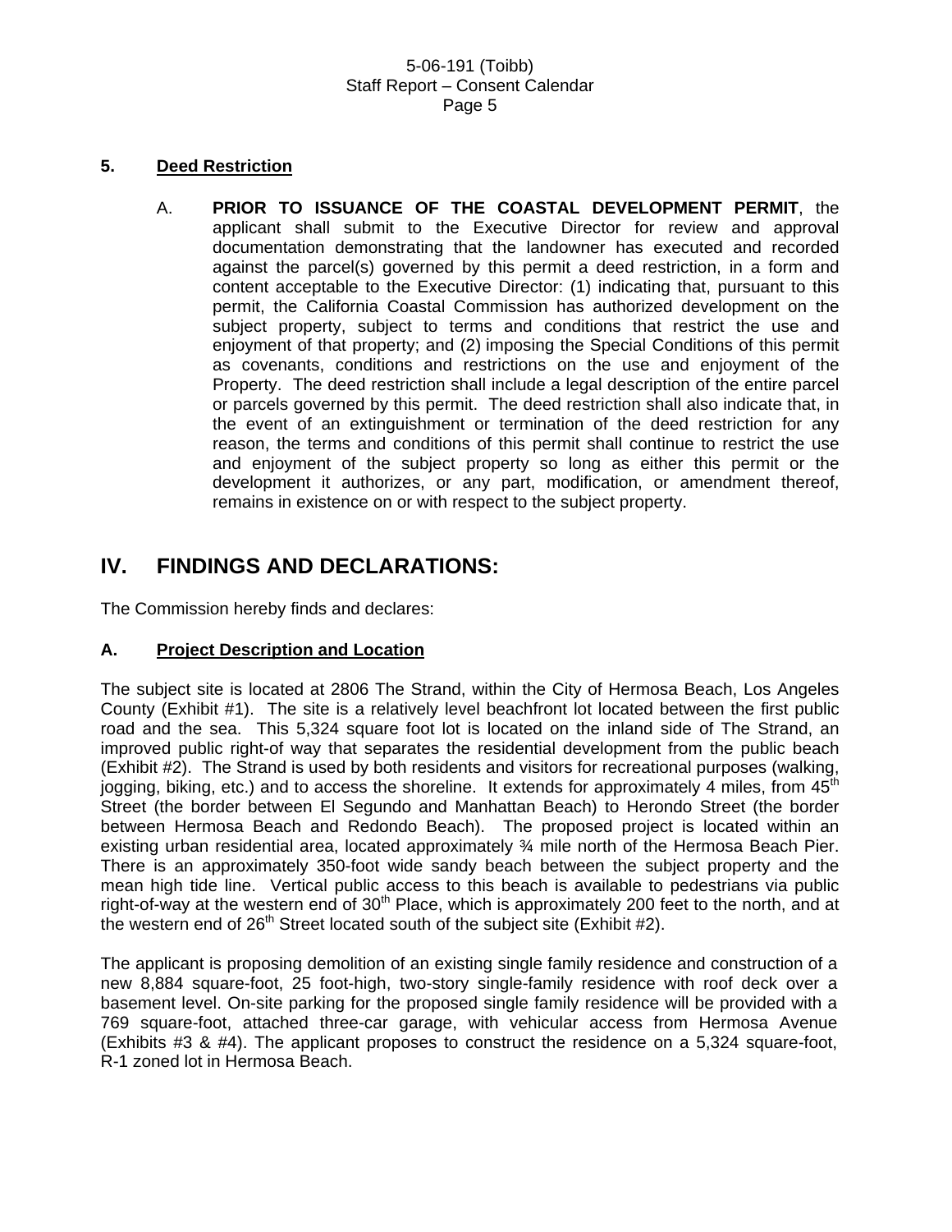### 5. Deed Restriction

A. **PRIOR TO ISSUANCE OF THE COASTAL DEVELOPMENT PERMIT**, the applicant shall submit to the Executive Director for review and approval documentation demonstrating that the landowner has executed and recorded against the parcel(s) governed by this permit a deed restriction, in a form and content acceptable to the Executive Director: (1) indicating that, pursuant to this permit, the California Coastal Commission has authorized development on the subject property, subject to terms and conditions that restrict the use and enjoyment of that property; and (2) imposing the Special Conditions of this permit as covenants, conditions and restrictions on the use and enjoyment of the Property. The deed restriction shall include a legal description of the entire parcel or parcels governed by this permit. The deed restriction shall also indicate that, in the event of an extinguishment or termination of the deed restriction for any reason, the terms and conditions of this permit shall continue to restrict the use and enjoyment of the subject property so long as either this permit or the development it authorizes, or any part, modification, or amendment thereof, remains in existence on or with respect to the subject property.

## IV. FINDINGS AND DECLARATIONS:

The Commission hereby finds and declares:

### A. Project Description and Location

The subject site is located at 2806 The Strand, within the City of Hermosa Beach, Los Angeles County (Exhibit #1). The site is a relatively level beachfront lot located between the first public road and the sea. This 5,324 square foot lot is located on the inland side of The Strand, an improved public right-of way that separates the residential development from the public beach (Exhibit #2). The Strand is used by both residents and visitors for recreational purposes (walking, jogging, biking, etc.) and to access the shoreline. It extends for approximately 4 miles, from 45th Street (the border between El Segundo and Manhattan Beach) to Herondo Street (the border between Hermosa Beach and Redondo Beach). The proposed project is located within an existing urban residential area, located approximately ¾ mile north of the Hermosa Beach Pier. There is an approximately 350-foot wide sandy beach between the subject property and the mean high tide line. Vertical public access to this beach is available to pedestrians via public right-of-way at the western end of 30th Place, which is approximately 200 feet to the north, and at the western end of 26th Street located south of the subject site (Exhibit #2).

The applicant is proposing demolition of an existing single family residence and construction of a new 8,884 square-foot, 25 foot-high, two-story single-family residence with roof deck over a basement level. On-site parking for the proposed single family residence will be provided with a 769 square-foot, attached three-car garage, with vehicular access from Hermosa Avenue (Exhibits #3 & #4). The applicant proposes to construct the residence on a 5,324 square-foot, R-1 zoned lot in Hermosa Beach.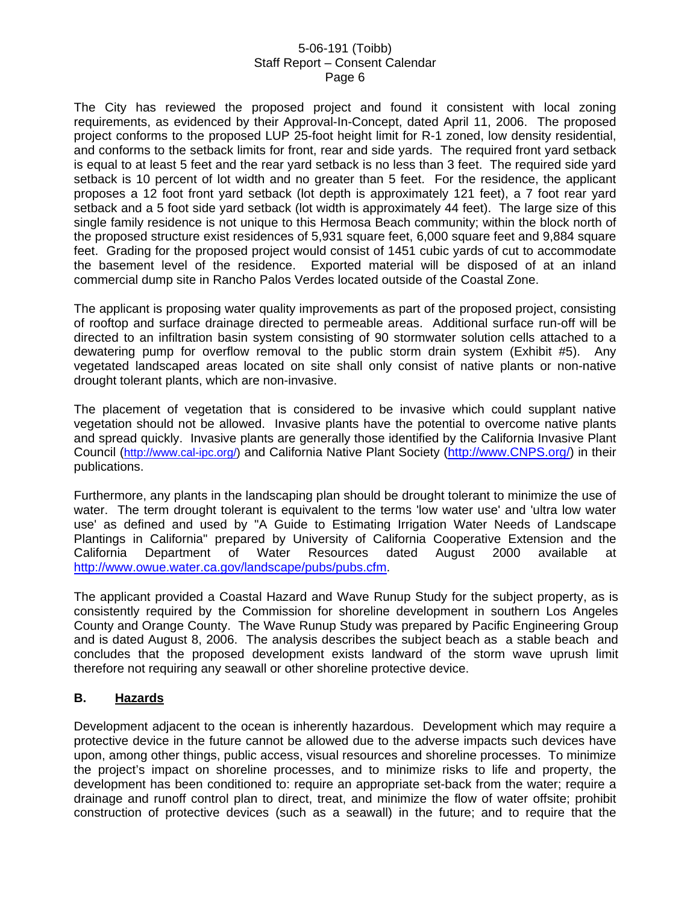The City has reviewed the proposed project and found it consistent with local zoning requirements, as evidenced by their Approval-In-Concept, dated April 11, 2006. The proposed project conforms to the proposed LUP 25-foot height limit for R-1 zoned, low density residential, and conforms to the setback limits for front, rear and side yards. The required front yard setback is equal to at least 5 feet and the rear yard setback is no less than 3 feet. The required side yard setback is 10 percent of lot width and no greater than 5 feet. For the residence, the applicant proposes a 12 foot front yard setback (lot depth is approximately 121 feet), a 7 foot rear yard setback and a 5 foot side yard setback (lot width is approximately 44 feet). The large size of this single family residence is not unique to this Hermosa Beach community; within the block north of the proposed structure exist residences of 5,931 square feet, 6,000 square feet and 9,884 square feet. Grading for the proposed project would consist of 1451 cubic yards of cut to accommodate the basement level of the residence. Exported material will be disposed of at an inland commercial dump site in Rancho Palos Verdes located outside of the Coastal Zone.

The applicant is proposing water quality improvements as part of the proposed project, consisting of rooftop and surface drainage directed to permeable areas. Additional surface run-off will be directed to an infiltration basin system consisting of 90 stormwater solution cells attached to a dewatering pump for overflow removal to the public storm drain system (Exhibit #5). Any vegetated landscaped areas located on site shall only consist of native plants or non-native drought tolerant plants, which are non-invasive.

The placement of vegetation that is considered to be invasive which could supplant native vegetation should not be allowed. Invasive plants have the potential to overcome native plants and spread quickly. Invasive plants are generally those identified by the California Invasive Plant Council (http://www.cal-ipc.org/) and California Native Plant Society (http://www.CNPS.org/) in their publications.

Furthermore, any plants in the landscaping plan should be drought tolerant to minimize the use of water. The term drought tolerant is equivalent to the terms 'low water use' and 'ultra low water use' as defined and used by "A Guide to Estimating Irrigation Water Needs of Landscape Plantings in California" prepared by University of California Cooperative Extension and the California Department of Water Resources dated August 2000 available at http://www.owue.water.ca.gov/landscape/pubs/pubs.cfm.

The applicant provided a Coastal Hazard and Wave Runup Study for the subject property, as is consistently required by the Commission for shoreline development in southern Los Angeles County and Orange County. The Wave Runup Study was prepared by Pacific Engineering Group and is dated August 8, 2006. The analysis describes the subject beach as a stable beach and concludes that the proposed development exists landward of the storm wave uprush limit therefore not requiring any seawall or other shoreline protective device.

## B. Hazards

Development adjacent to the ocean is inherently hazardous. Development which may require a protective device in the future cannot be allowed due to the adverse impacts such devices have upon, among other things, public access, visual resources and shoreline processes. To minimize the project's impact on shoreline processes, and to minimize risks to life and property, the development has been conditioned to: require an appropriate set-back from the water; require a drainage and runoff control plan to direct, treat, and minimize the flow of water offsite; prohibit construction of protective devices (such as a seawall) in the future; and to require that the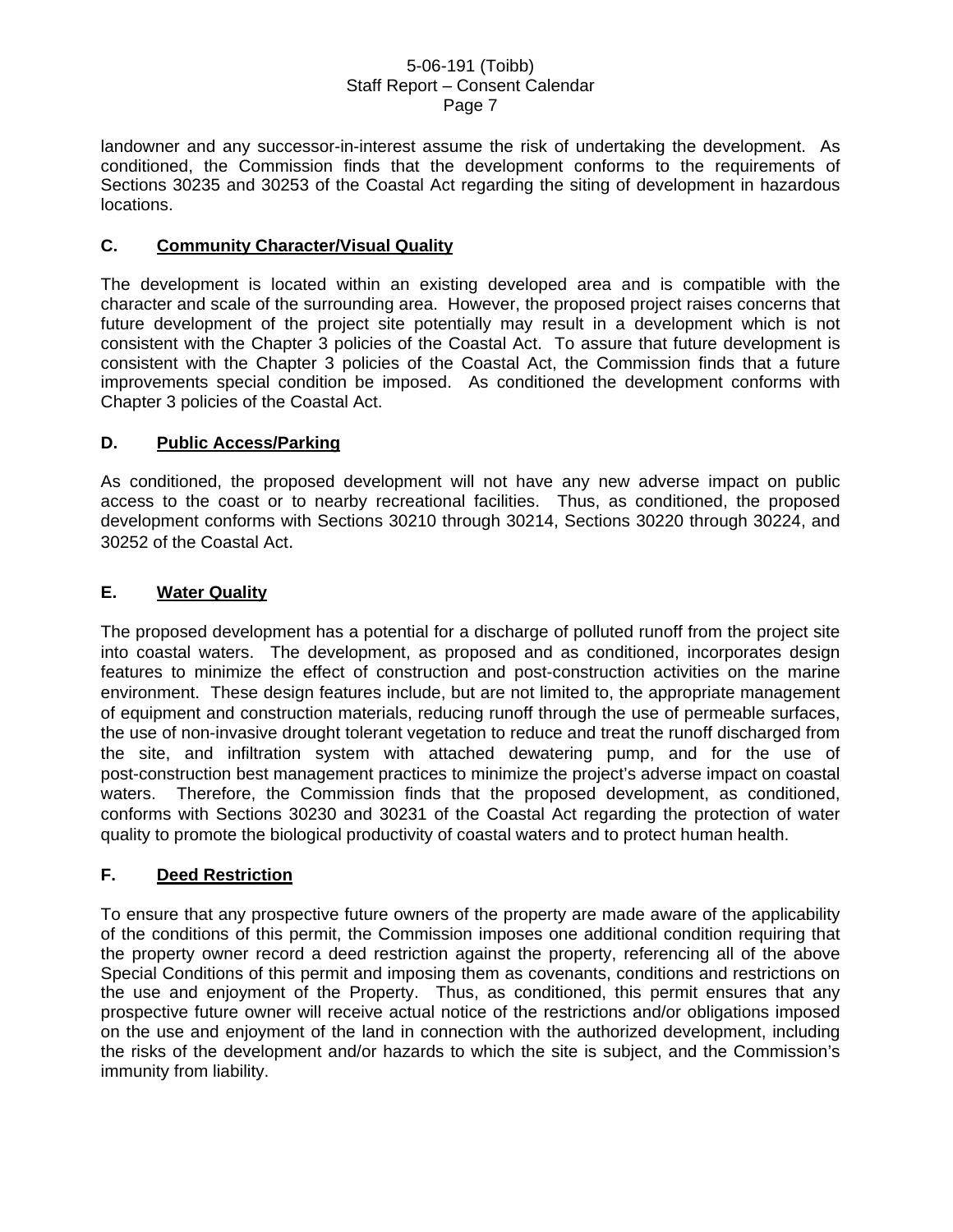landowner and any successor-in-interest assume the risk of undertaking the development. As conditioned, the Commission finds that the development conforms to the requirements of Sections 30235 and 30253 of the Coastal Act regarding the siting of development in hazardous locations.

## C. Community Character/Visual Quality

The development is located within an existing developed area and is compatible with the character and scale of the surrounding area. However, the proposed project raises concerns that future development of the project site potentially may result in a development which is not consistent with the Chapter 3 policies of the Coastal Act. To assure that future development is consistent with the Chapter 3 policies of the Coastal Act, the Commission finds that a future improvements special condition be imposed. As conditioned the development conforms with Chapter 3 policies of the Coastal Act.

## D. Public Access/Parking

As conditioned, the proposed development will not have any new adverse impact on public access to the coast or to nearby recreational facilities. Thus, as conditioned, the proposed development conforms with Sections 30210 through 30214, Sections 30220 through 30224, and 30252 of the Coastal Act.

## E. Water Quality

The proposed development has a potential for a discharge of polluted runoff from the project site into coastal waters. The development, as proposed and as conditioned, incorporates design features to minimize the effect of construction and post-construction activities on the marine environment. These design features include, but are not limited to, the appropriate management of equipment and construction materials, reducing runoff through the use of permeable surfaces, the use of non-invasive drought tolerant vegetation to reduce and treat the runoff discharged from the site, and infiltration system with attached dewatering pump, and for the use of post-construction best management practices to minimize the project's adverse impact on coastal waters. Therefore, the Commission finds that the proposed development, as conditioned, conforms with Sections 30230 and 30231 of the Coastal Act regarding the protection of water quality to promote the biological productivity of coastal waters and to protect human health.

## F. Deed Restriction

To ensure that any prospective future owners of the property are made aware of the applicability of the conditions of this permit, the Commission imposes one additional condition requiring that the property owner record a deed restriction against the property, referencing all of the above Special Conditions of this permit and imposing them as covenants, conditions and restrictions on the use and enjoyment of the Property. Thus, as conditioned, this permit ensures that any prospective future owner will receive actual notice of the restrictions and/or obligations imposed on the use and enjoyment of the land in connection with the authorized development, including the risks of the development and/or hazards to which the site is subject, and the Commission's immunity from liability.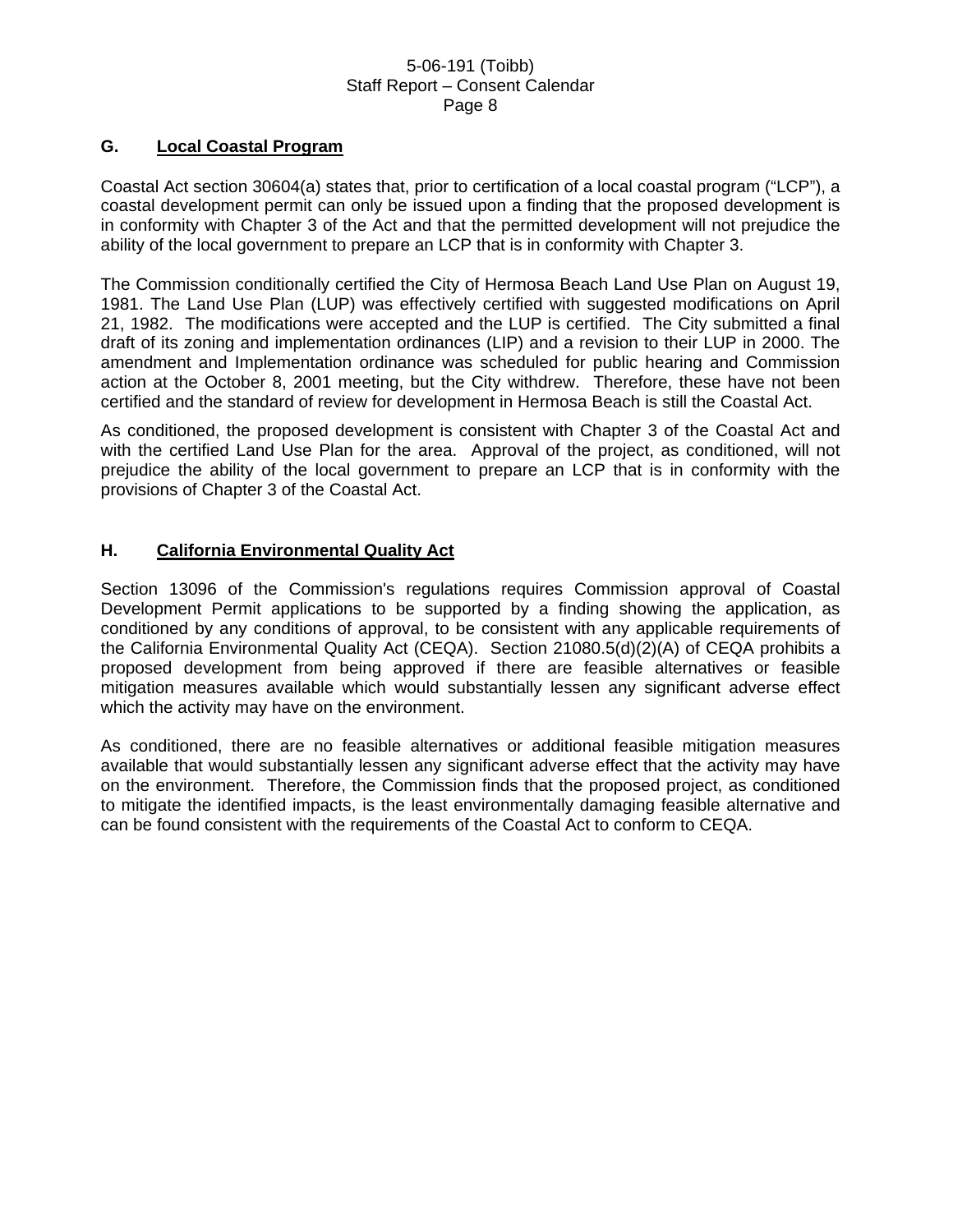### G. Local Coastal Program

Coastal Act section 30604(a) states that, prior to certification of a local coastal program ("LCP"), a coastal development permit can only be issued upon a finding that the proposed development is in conformity with Chapter 3 of the Act and that the permitted development will not prejudice the ability of the local government to prepare an LCP that is in conformity with Chapter 3.

The Commission conditionally certified the City of Hermosa Beach Land Use Plan on August 19, 1981. The Land Use Plan (LUP) was effectively certified with suggested modifications on April 21, 1982. The modifications were accepted and the LUP is certified. The City submitted a final draft of its zoning and implementation ordinances (LIP) and a revision to their LUP in 2000. The amendment and Implementation ordinance was scheduled for public hearing and Commission action at the October 8, 2001 meeting, but the City withdrew. Therefore, these have not been certified and the standard of review for development in Hermosa Beach is still the Coastal Act.

As conditioned, the proposed development is consistent with Chapter 3 of the Coastal Act and with the certified Land Use Plan for the area. Approval of the project, as conditioned, will not prejudice the ability of the local government to prepare an LCP that is in conformity with the provisions of Chapter 3 of the Coastal Act.

### H. California Environmental Quality Act

Section 13096 of the Commission's regulations requires Commission approval of Coastal Development Permit applications to be supported by a finding showing the application, as conditioned by any conditions of approval, to be consistent with any applicable requirements of the California Environmental Quality Act (CEQA). Section 21080.5(d)(2)(A) of CEQA prohibits a proposed development from being approved if there are feasible alternatives or feasible mitigation measures available which would substantially lessen any significant adverse effect which the activity may have on the environment.

As conditioned, there are no feasible alternatives or additional feasible mitigation measures available that would substantially lessen any significant adverse effect that the activity may have on the environment. Therefore, the Commission finds that the proposed project, as conditioned to mitigate the identified impacts, is the least environmentally damaging feasible alternative and can be found consistent with the requirements of the Coastal Act to conform to CEQA.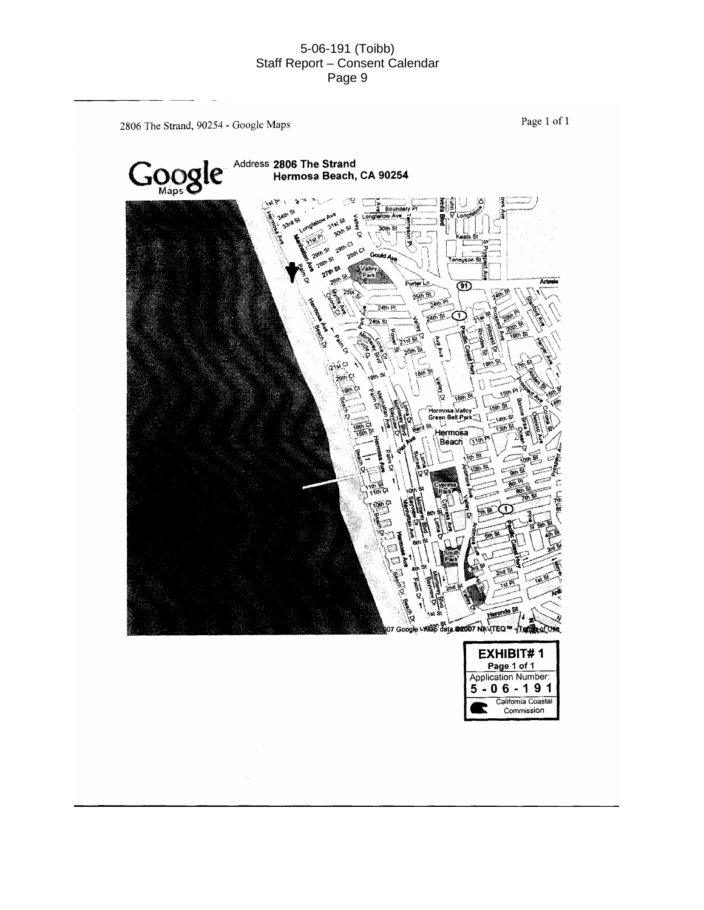2806 The Strand, 90254 - Google Maps

Page 1 of 1

Google Maps

Address **2806 The Strand**
**Hermosa Beach, CA 90254**

©2007 Google - Map data ©2007 NAVTEQ™ - Terms of Use

**EXHIBIT# 1**
**Page 1 of 1**
Application Number:
**5-06-191**
California Coastal Commission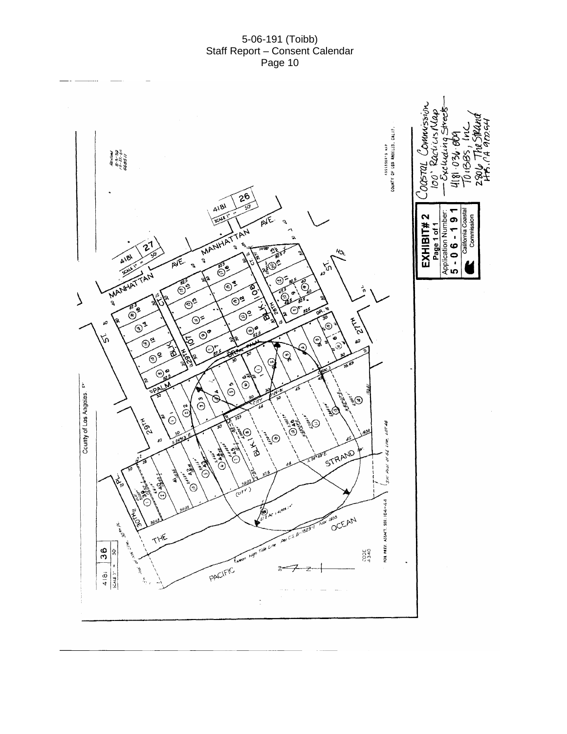COUNTY OF LOS ANGELES, CALIF.
ASSESSOR'S MAP

County of Los Angeles

4181 | 27
SCALE 1" = 50'

4181 | 26
SCALE 1" = 50'

4181 | 36
SCALE 1" = 50'

MANHATTAN AVE.

29TH ST.

PALM DR.

27TH ST.

30TH PL.

THE STRAND

PACIFIC OCEAN

BLK. 107

BLK. 108

BLK. 1

CODE 4340

FOR PREV. ASSM'T. SEE: 164-44

Mean High Tide Line per C.S. B-1823-1 Nov 1935

**EXHIBIT# 2**
Page 1 of 1
Application Number:
**5-06-191**
California Coastal Commission

Coastal Commission
100' Radius Map
— Excluding Streets —
4181-036-009
Toibbs, Inc
2806 The Strand
HB, CA 90254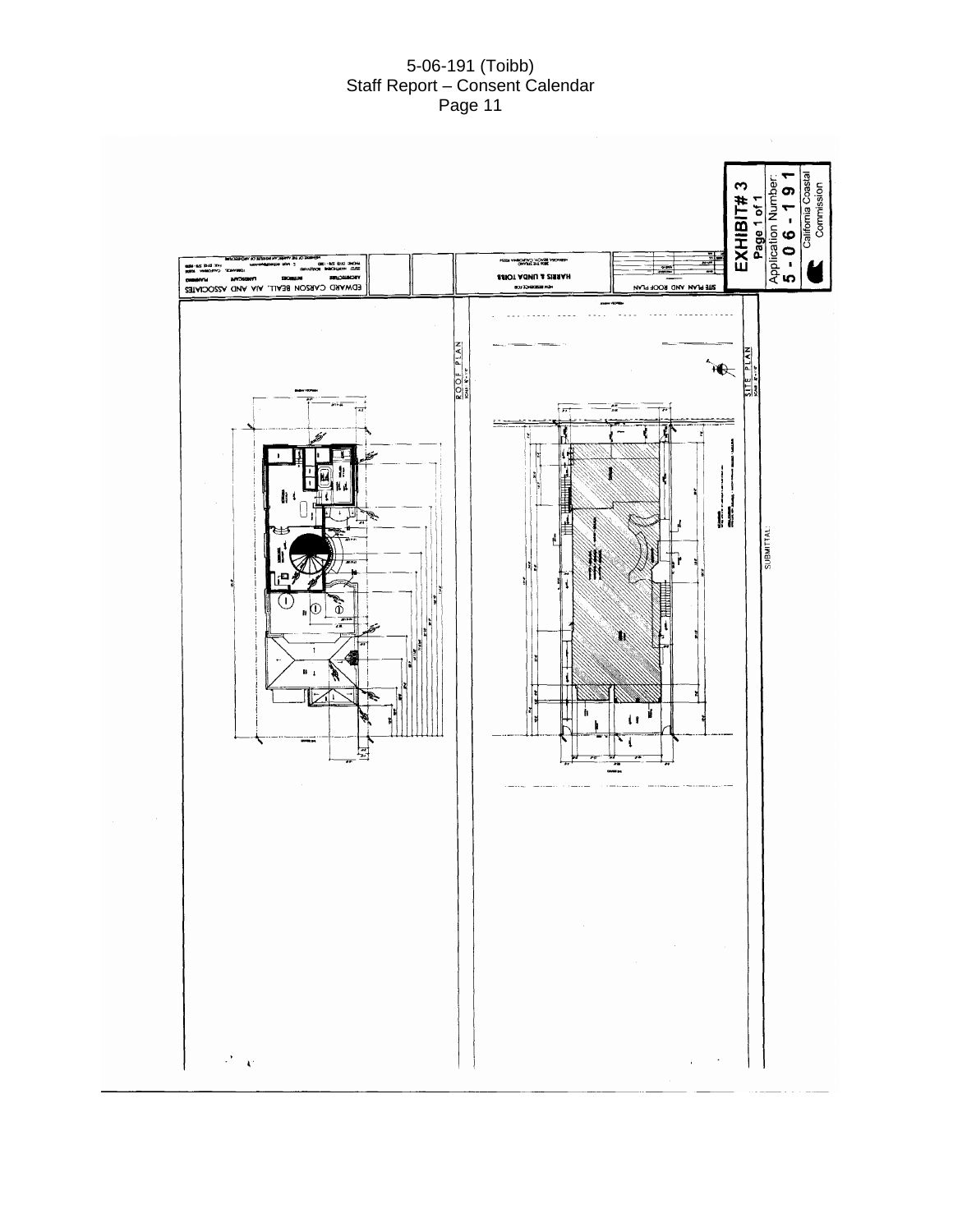EXHIBIT# 3
Page 1 of 1
Application Number:
5-06-191
California Coastal Commission

EDWARD CARSON BEALL, AIA AND ASSOCIATES

HARRIS & LINDA TOIBB

SITE PLAN AND ROOF PLAN

ROOF PLAN

SITE PLAN

SUBMITTAL: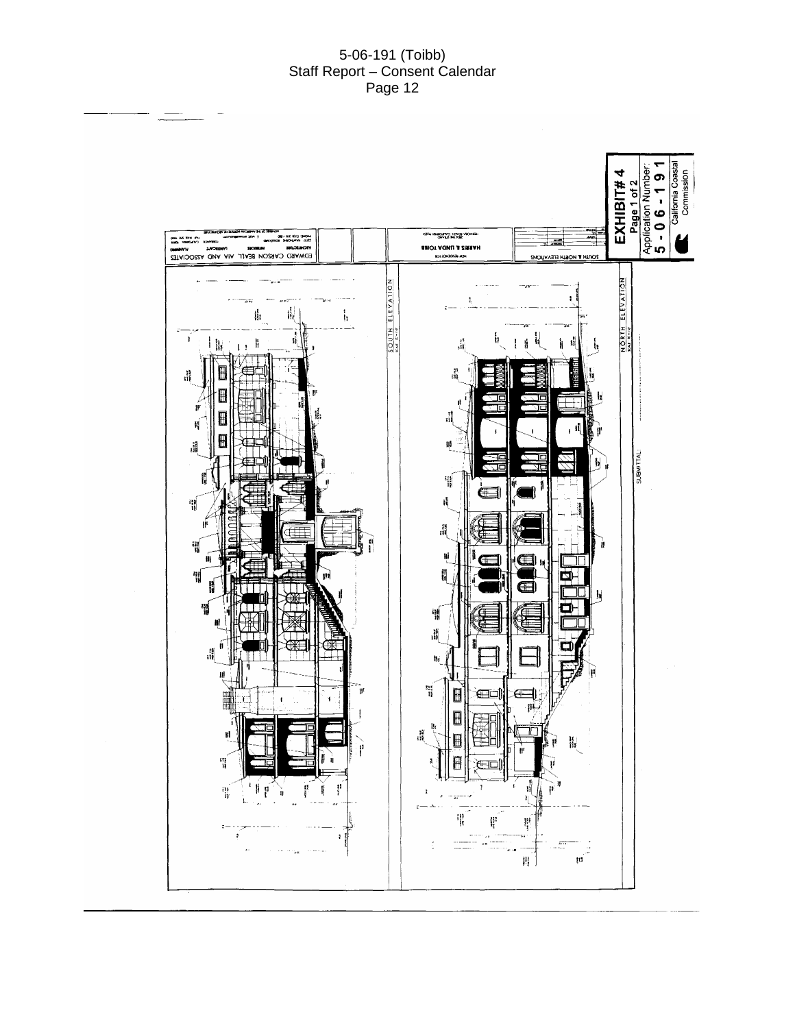EXHIBIT # 4

Page 1 of 2

Application Number:

5-06-191

California Coastal Commission

SOUTH ELEVATION

NORTH ELEVATION

SOUTH & NORTH ELEVATIONS

HARRIS & LINDA TOIBB

EDWARD CARSON BEALL, AIA AND ASSOCIATES

SUBMITTAL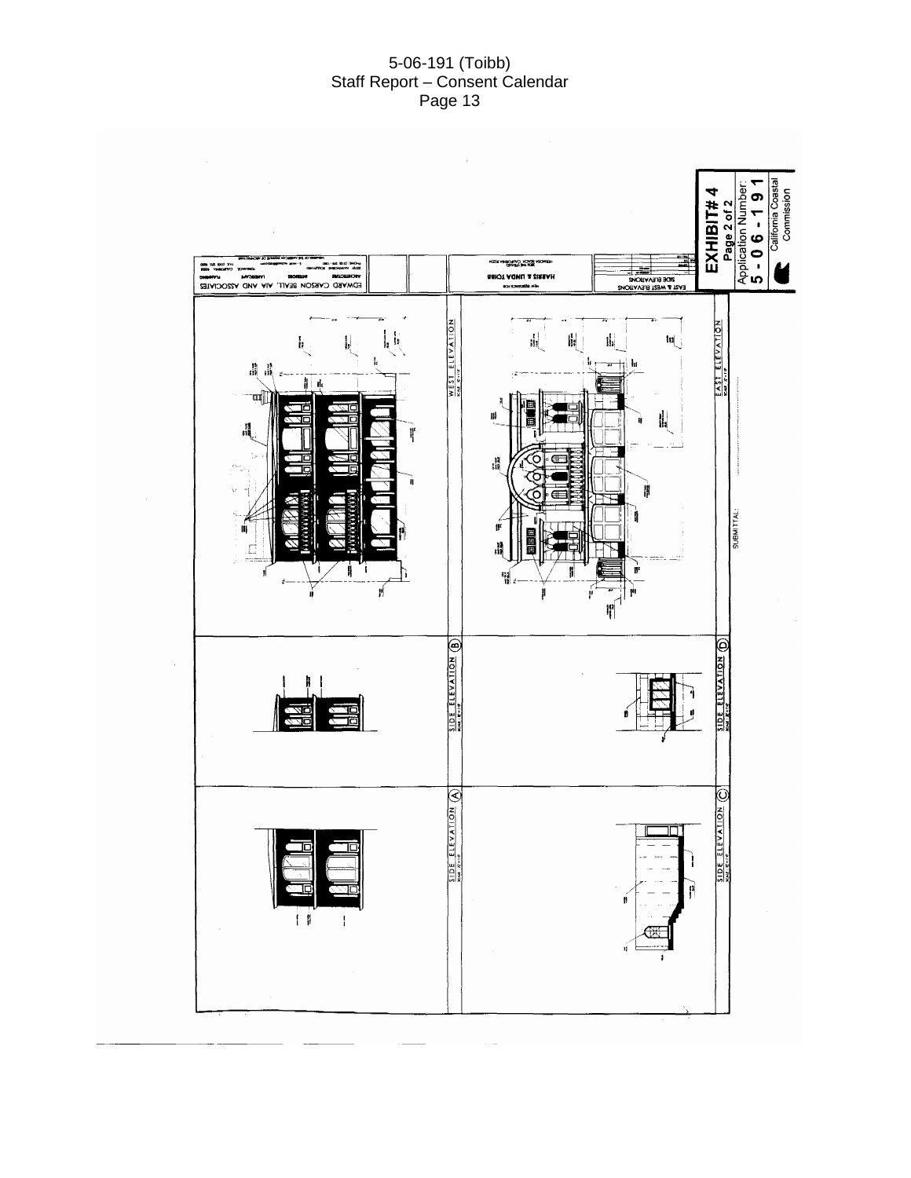EXHIBIT# 4
Page 2 of 2
Application Number:
5 - 0 6 - 1 9 1
California Coastal Commission

EDWARD CARSON BEALL AIA AND ASSOCIATES

HARRIS & LINDA TOIBB

EAST & WEST ELEVATIONS
SIDE ELEVATIONS

WEST ELEVATION

EAST ELEVATION

SIDE ELEVATION (B)

SIDE ELEVATION (D)

SIDE ELEVATION (A)

SIDE ELEVATION (C)

SUBMITTAL: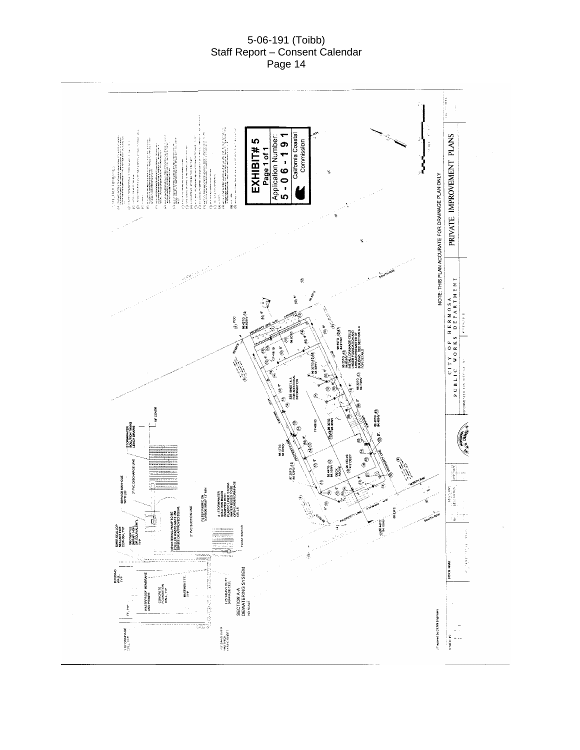EXHIBIT# 5

Page 1 of 1

Application Number:

5-06-191

California Coastal Commission

NOTE: THIS PLAN ACCURATE FOR DRAINAGE PLAN ONLY

CITY OF HERMOSA PUBLIC WORKS DEPARTMENT

PRIVATE IMPROVEMENT PLANS

SECTION A-A DEWATERING SYSTEM

NO SCALE

BUILDING WALL, TYP

WATERPROOF MEMBRANE AND PRIMER

CONCRETE FOUNDATION WALL, TYP

BASEMENT FF, TYP

2.5" HEAVY DUTY DRAINAGE CELL

DEWATERING PUMP TO BE ZOELLER WASTE MATE 264 SERIES OR APPROVED EQUAL

2" PVC SUCTION LINE

FILTER FABRIC ON TOP/SIDE WRAP 12" MIN

FLOAT SWITCH

SERVICE MANHOLE WITH LID

2" PVC DISCHARGE LINE

STORMWATER INFILTRATION TANKS LEACH DRAINS

18" COVER

GEOTEXTILE

SEE SHEET A-3 FOR ADDITIONAL INFORMATION

INSTALL DRAINAGE CELLS UNDER FOUNDATION AND AROUND PERIMETER OF BUILDING. SEE SECTION A-A FOR DETAILS

PROPERTY LINE

NORTH R/W

SOUTH R/W

Prepared by DENN Engineers